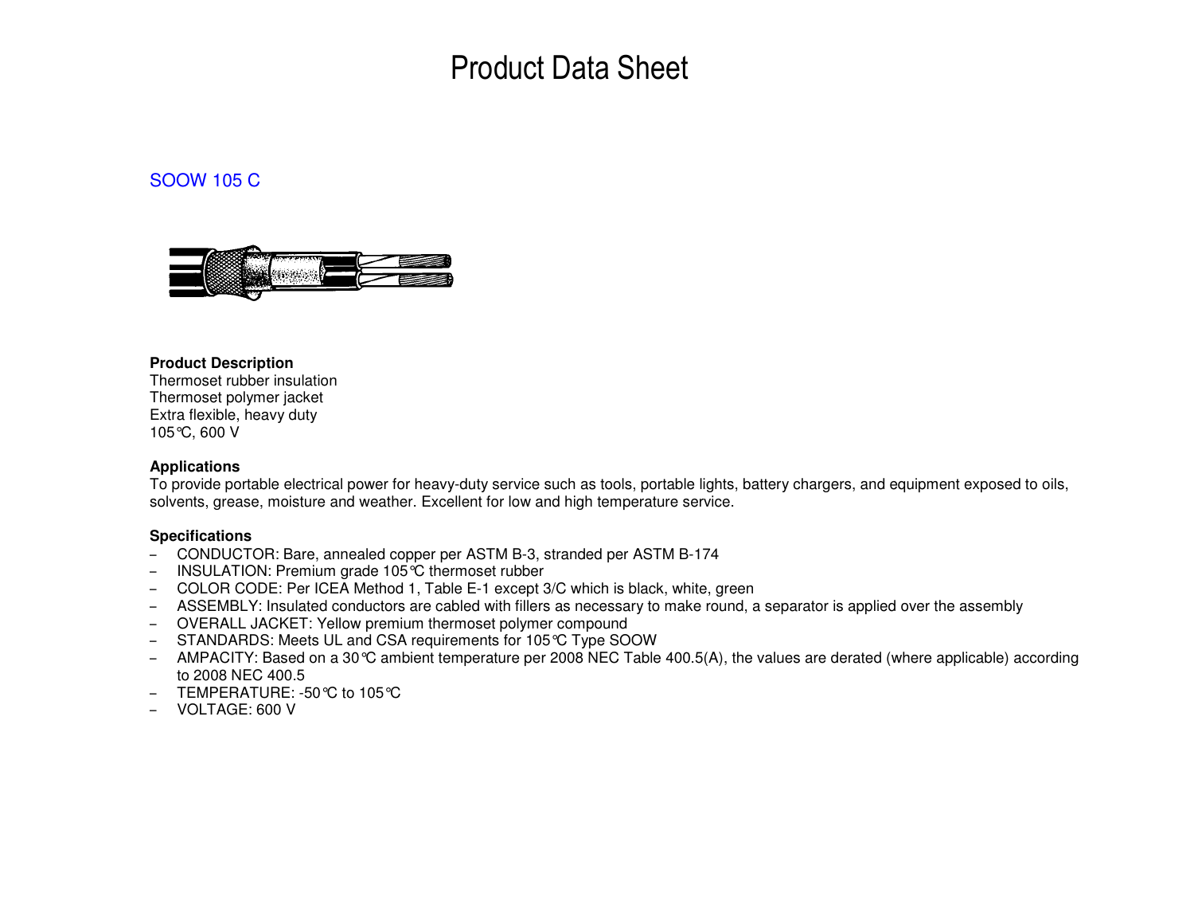# Product Data Sheet

## SOOW 105 C

**Product Description**
Thermoset rubber insulation
Thermoset polymer jacket
Extra flexible, heavy duty
105°C, 600 V

**Applications**
To provide portable electrical power for heavy-duty service such as tools, portable lights, battery chargers, and equipment exposed to oils, solvents, grease, moisture and weather. Excellent for low and high temperature service.

**Specifications**

- CONDUCTOR: Bare, annealed copper per ASTM B-3, stranded per ASTM B-174
- INSULATION: Premium grade 105°C thermoset rubber
- COLOR CODE: Per ICEA Method 1, Table E-1 except 3/C which is black, white, green
- ASSEMBLY: Insulated conductors are cabled with fillers as necessary to make round, a separator is applied over the assembly
- OVERALL JACKET: Yellow premium thermoset polymer compound
- STANDARDS: Meets UL and CSA requirements for 105°C Type SOOW
- AMPACITY: Based on a 30°C ambient temperature per 2008 NEC Table 400.5(A), the values are derated (where applicable) according to 2008 NEC 400.5
- TEMPERATURE: -50°C to 105°C
- VOLTAGE: 600 V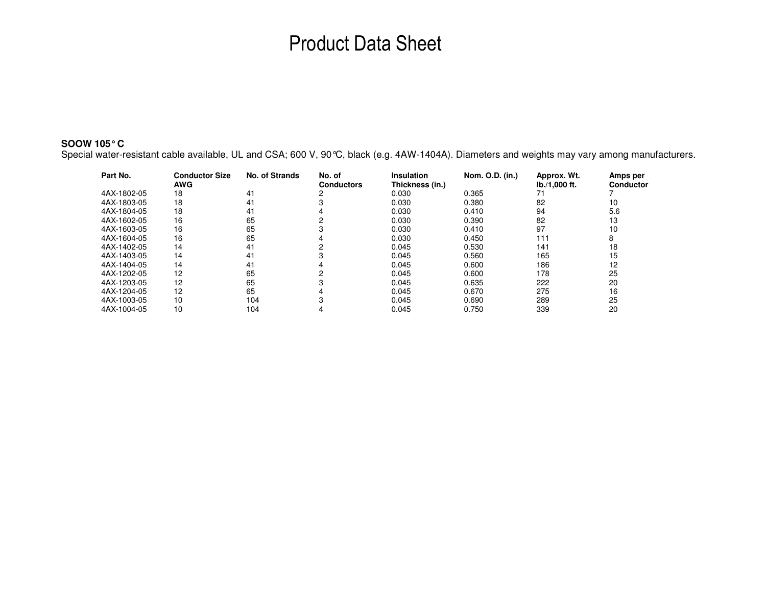# Product Data Sheet

**SOOW 105° C**

Special water-resistant cable available, UL and CSA; 600 V, 90℃, black (e.g. 4AW-1404A). Diameters and weights may vary among manufacturers.

| Part No. | Conductor Size AWG | No. of Strands | No. of Conductors | Insulation Thickness (in.) | Nom. O.D. (in.) | Approx. Wt. lb./1,000 ft. | Amps per Conductor |
|---|---|---|---|---|---|---|---|
| 4AX-1802-05 | 18 | 41 | 2 | 0.030 | 0.365 | 71 | 7 |
| 4AX-1803-05 | 18 | 41 | 3 | 0.030 | 0.380 | 82 | 10 |
| 4AX-1804-05 | 18 | 41 | 4 | 0.030 | 0.410 | 94 | 5.6 |
| 4AX-1602-05 | 16 | 65 | 2 | 0.030 | 0.390 | 82 | 13 |
| 4AX-1603-05 | 16 | 65 | 3 | 0.030 | 0.410 | 97 | 10 |
| 4AX-1604-05 | 16 | 65 | 4 | 0.030 | 0.450 | 111 | 8 |
| 4AX-1402-05 | 14 | 41 | 2 | 0.045 | 0.530 | 141 | 18 |
| 4AX-1403-05 | 14 | 41 | 3 | 0.045 | 0.560 | 165 | 15 |
| 4AX-1404-05 | 14 | 41 | 4 | 0.045 | 0.600 | 186 | 12 |
| 4AX-1202-05 | 12 | 65 | 2 | 0.045 | 0.600 | 178 | 25 |
| 4AX-1203-05 | 12 | 65 | 3 | 0.045 | 0.635 | 222 | 20 |
| 4AX-1204-05 | 12 | 65 | 4 | 0.045 | 0.670 | 275 | 16 |
| 4AX-1003-05 | 10 | 104 | 3 | 0.045 | 0.690 | 289 | 25 |
| 4AX-1004-05 | 10 | 104 | 4 | 0.045 | 0.750 | 339 | 20 |